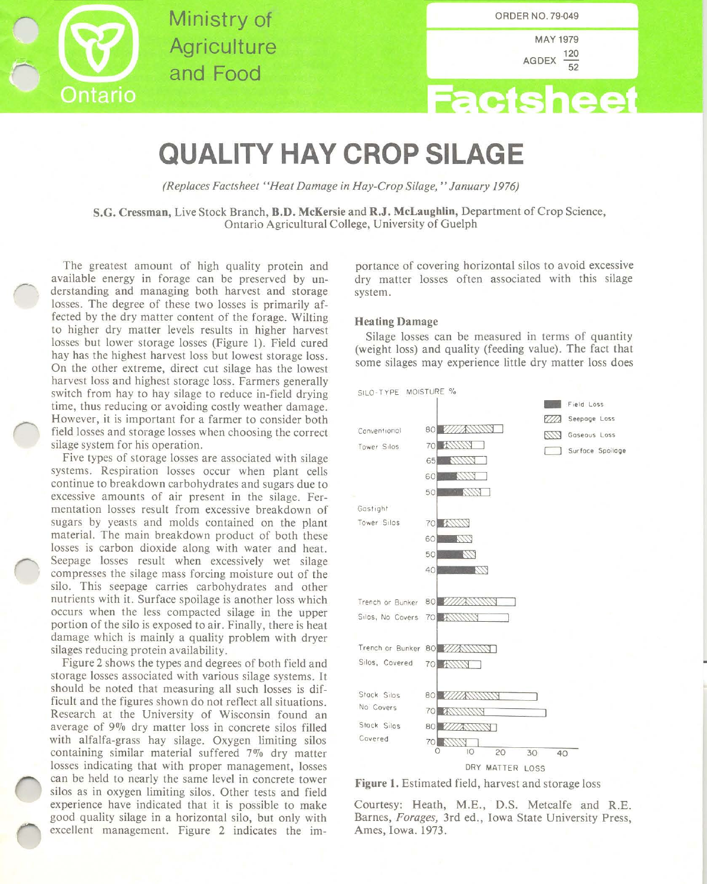Ministry of Agriculture and Food

Ontario

ORDER NO. 79-049

MAY 1979

AGDEX $\frac{120}{52}$

Factsheet

# QUALITY HAY CROP SILAGE

*(Replaces Factsheet "Heat Damage in Hay-Crop Silage," January 1976)*

**S.G. Cressman**, Live Stock Branch, **B.D. McKersie** and **R.J. McLaughlin**, Department of Crop Science, Ontario Agricultural College, University of Guelph

The greatest amount of high quality protein and available energy in forage can be preserved by understanding and managing both harvest and storage losses. The degree of these two losses is primarily affected by the dry matter content of the forage. Wilting to higher dry matter levels results in higher harvest losses but lower storage losses (Figure 1). Field cured hay has the highest harvest loss but lowest storage loss. On the other extreme, direct cut silage has the lowest harvest loss and highest storage loss. Farmers generally switch from hay to hay silage to reduce in-field drying time, thus reducing or avoiding costly weather damage. However, it is important for a farmer to consider both field losses and storage losses when choosing the correct silage system for his operation.

Five types of storage losses are associated with silage systems. Respiration losses occur when plant cells continue to breakdown carbohydrates and sugars due to excessive amounts of air present in the silage. Fermentation losses result from excessive breakdown of sugars by yeasts and molds contained on the plant material. The main breakdown product of both these losses is carbon dioxide along with water and heat. Seepage losses result when excessively wet silage compresses the silage mass forcing moisture out of the silo. This seepage carries carbohydrates and other nutrients with it. Surface spoilage is another loss which occurs when the less compacted silage in the upper portion of the silo is exposed to air. Finally, there is heat damage which is mainly a quality problem with dryer silages reducing protein availability.

Figure 2 shows the types and degrees of both field and storage losses associated with various silage systems. It should be noted that measuring all such losses is difficult and the figures shown do not reflect all situations. Research at the University of Wisconsin found an average of 9% dry matter loss in concrete silos filled with alfalfa-grass hay silage. Oxygen limiting silos containing similar material suffered 7% dry matter losses indicating that with proper management, losses can be held to nearly the same level in concrete tower silos as in oxygen limiting silos. Other tests and field experience have indicated that it is possible to make good quality silage in a horizontal silo, but only with excellent management. Figure 2 indicates the importance of covering horizontal silos to avoid excessive dry matter losses often associated with this silage system.

## Heating Damage

Silage losses can be measured in terms of quantity (weight loss) and quality (feeding value). The fact that some silages may experience little dry matter loss does

**Figure 1.** Estimated field, harvest and storage loss

Courtesy: Heath, M.E., D.S. Metcalfe and R.E. Barnes, *Forages*, 3rd ed., Iowa State University Press, Ames, Iowa. 1973.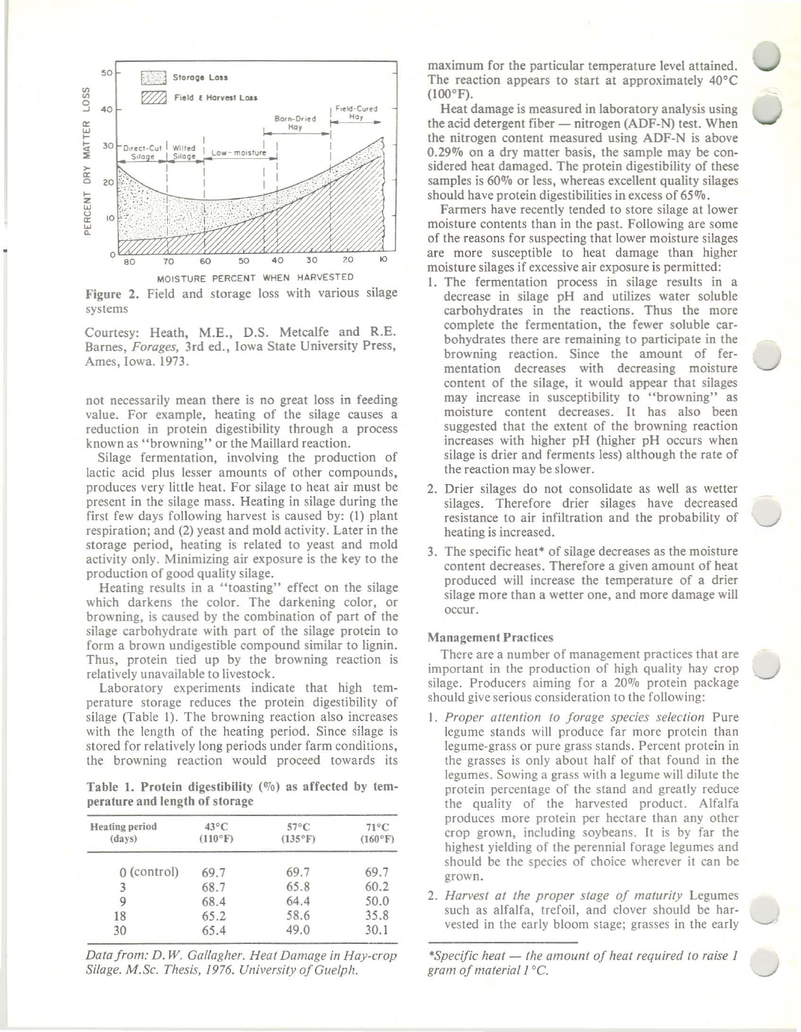Figure 2. Field and storage loss with various silage systems

Courtesy: Heath, M.E., D.S. Metcalfe and R.E. Barnes, *Forages,* 3rd ed., Iowa State University Press, Ames, Iowa. 1973.

not necessarily mean there is no great loss in feeding value. For example, heating of the silage causes a reduction in protein digestibility through a process known as "browning" or the Maillard reaction.

Silage fermentation, involving the production of lactic acid plus lesser amounts of other compounds, produces very little heat. For silage to heat air must be present in the silage mass. Heating in silage during the first few days following harvest is caused by: (1) plant respiration; and (2) yeast and mold activity. Later in the storage period, heating is related to yeast and mold activity only. Minimizing air exposure is the key to the production of good quality silage.

Heating results in a "toasting" effect on the silage which darkens the color. The darkening color, or browning, is caused by the combination of part of the silage carbohydrate with part of the silage protein to form a brown undigestible compound similar to lignin. Thus, protein tied up by the browning reaction is relatively unavailable to livestock.

Laboratory experiments indicate that high temperature storage reduces the protein digestibility of silage (Table 1). The browning reaction also increases with the length of the heating period. Since silage is stored for relatively long periods under farm conditions, the browning reaction would proceed towards its maximum for the particular temperature level attained. The reaction appears to start at approximately 40°C (100°F).

**Table 1. Protein digestibility (%) as affected by temperature and length of storage**

| Heating period (days) | 43°C (110°F) | 57°C (135°F) | 71°C (160°F) |
|---|---|---|---|
| 0 (control) | 69.7 | 69.7 | 69.7 |
| 3 | 68.7 | 65.8 | 60.2 |
| 9 | 68.4 | 64.4 | 50.0 |
| 18 | 65.2 | 58.6 | 35.8 |
| 30 | 65.4 | 49.0 | 30.1 |

*Data from: D.W. Gallagher. Heat Damage in Hay-crop Silage. M.Sc. Thesis, 1976. University of Guelph.*

Heat damage is measured in laboratory analysis using the acid detergent fiber — nitrogen (ADF-N) test. When the nitrogen content measured using ADF-N is above 0.29% on a dry matter basis, the sample may be considered heat damaged. The protein digestibility of these samples is 60% or less, whereas excellent quality silages should have protein digestibilities in excess of 65%.

Farmers have recently tended to store silage at lower moisture contents than in the past. Following are some of the reasons for suspecting that lower moisture silages are more susceptible to heat damage than higher moisture silages if excessive air exposure is permitted:

1. The fermentation process in silage results in a decrease in silage pH and utilizes water soluble carbohydrates in the reactions. Thus the more complete the fermentation, the fewer soluble carbohydrates there are remaining to participate in the browning reaction. Since the amount of fermentation decreases with decreasing moisture content of the silage, it would appear that silages may increase in susceptibility to "browning" as moisture content decreases. It has also been suggested that the extent of the browning reaction increases with higher pH (higher pH occurs when silage is drier and ferments less) although the rate of the reaction may be slower.
2. Drier silages do not consolidate as well as wetter silages. Therefore drier silages have decreased resistance to air infiltration and the probability of heating is increased.
3. The specific heat* of silage decreases as the moisture content decreases. Therefore a given amount of heat produced will increase the temperature of a drier silage more than a wetter one, and more damage will occur.

### Management Practices

There are a number of management practices that are important in the production of high quality hay crop silage. Producers aiming for a 20% protein package should give serious consideration to the following:

1. *Proper attention to forage species selection* Pure legume stands will produce far more protein than legume-grass or pure grass stands. Percent protein in the grasses is only about half of that found in the legumes. Sowing a grass with a legume will dilute the protein percentage of the stand and greatly reduce the quality of the harvested product. Alfalfa produces more protein per hectare than any other crop grown, including soybeans. It is by far the highest yielding of the perennial forage legumes and should be the species of choice wherever it can be grown.
2. *Harvest at the proper stage of maturity* Legumes such as alfalfa, trefoil, and clover should be harvested in the early bloom stage; grasses in the early

*\*Specific heat — the amount of heat required to raise 1 gram of material 1°C.*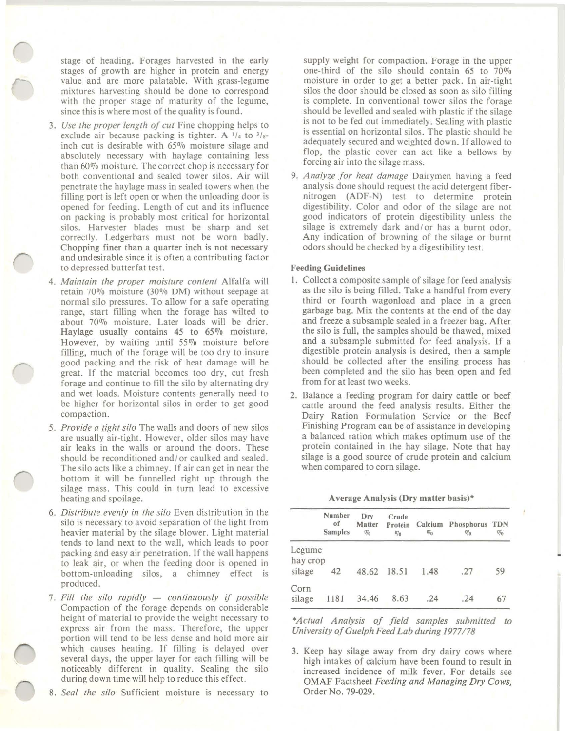stage of heading. Forages harvested in the early stages of growth are higher in protein and energy value and are more palatable. With grass-legume mixtures harvesting should be done to correspond with the proper stage of maturity of the legume, since this is where most of the quality is found.

3. *Use the proper length of cut* Fine chopping helps to exclude air because packing is tighter. A 1/4 to 3/8-inch cut is desirable with 65% moisture silage and absolutely necessary with haylage containing less than 60% moisture. The correct chop is necessary for both conventional and sealed tower silos. Air will penetrate the haylage mass in sealed towers when the filling port is left open or when the unloading door is opened for feeding. Length of cut and its influence on packing is probably most critical for horizontal silos. Harvester blades must be sharp and set correctly. Ledgerbars must not be worn badly. **Chopping finer than a quarter inch is not necessary** and undesirable since it is often a contributing factor to depressed butterfat test.

4. *Maintain the proper moisture content* Alfalfa will retain 70% moisture (30% DM) without seepage at normal silo pressures. To allow for a safe operating range, start filling when the forage has wilted to about 70% moisture. Later loads will be drier. **Haylage usually contains 45 to 65% moisture.** However, by waiting until 55% moisture before filling, much of the forage will be too dry to insure good packing and the risk of heat damage will be great. If the material becomes too dry, cut fresh forage and continue to fill the silo by alternating dry and wet loads. Moisture contents generally need to be higher for horizontal silos in order to get good compaction.

5. *Provide a tight silo* The walls and doors of new silos are usually air-tight. However, older silos may have air leaks in the walls or around the doors. These should be reconditioned and/or caulked and sealed. The silo acts like a chimney. If air can get in near the bottom it will be funnelled right up through the silage mass. This could in turn lead to excessive heating and spoilage.

6. *Distribute evenly in the silo* Even distribution in the silo is necessary to avoid separation of the light from heavier material by the silage blower. Light material tends to land next to the wall, which leads to poor packing and easy air penetration. If the wall happens to leak air, or when the feeding door is opened in bottom-unloading silos, a chimney effect is produced.

7. *Fill the silo rapidly — continuously if possible* Compaction of the forage depends on considerable height of material to provide the weight necessary to express air from the mass. Therefore, the upper portion will tend to be less dense and hold more air which causes heating. If filling is delayed over several days, the upper layer for each filling will be noticeably different in quality. Sealing the silo during down time will help to reduce this effect.

8. *Seal the silo* Sufficient moisture is necessary to supply weight for compaction. Forage in the upper one-third of the silo should contain 65 to 70% moisture in order to get a better pack. In air-tight silos the door should be closed as soon as silo filling is complete. In conventional tower silos the forage should be levelled and sealed with plastic if the silage is not to be fed out immediately. Sealing with plastic is essential on horizontal silos. The plastic should be adequately secured and weighted down. If allowed to flop, the plastic cover can act like a bellows by forcing air into the silage mass.

9. *Analyze for heat damage* Dairymen having a feed analysis done should request the acid detergent fiber-nitrogen (ADF-N) test to determine protein digestibility. Color and odor of the silage are not good indicators of protein digestibility unless the silage is extremely dark and/or has a burnt odor. Any indication of browning of the silage or burnt odors should be checked by a digestibility test.

## Feeding Guidelines

1. Collect a composite sample of silage for feed analysis as the silo is being filled. Take a handful from every third or fourth wagonload and place in a green garbage bag. Mix the contents at the end of the day and freeze a subsample sealed in a freezer bag. After the silo is full, the samples should be thawed, mixed and a subsample submitted for feed analysis. If a digestible protein analysis is desired, then a sample should be collected after the ensiling process has been completed and the silo has been open and fed from for at least two weeks.

2. Balance a feeding program for dairy cattle or beef cattle around the feed analysis results. Either the Dairy Ration Formulation Service or the Beef Finishing Program can be of assistance in developing a balanced ration which makes optimum use of the protein contained in the hay silage. Note that hay silage is a good source of crude protein and calcium when compared to corn silage.

**Average Analysis (Dry matter basis)***

| | Number of Samples | Dry Matter % | Crude Protein % | Calcium % | Phosphorus % | TDN % |
|---|---|---|---|---|---|---|
| Legume hay crop silage | 42 | 48.62 | 18.51 | 1.48 | .27 | 59 |
| Corn silage | 1181 | 34.46 | 8.63 | .24 | .24 | 67 |

**Actual Analysis of field samples submitted to University of Guelph Feed Lab during 1977/78*

3. Keep hay silage away from dry dairy cows where high intakes of calcium have been found to result in increased incidence of milk fever. For details see OMAF Factsheet *Feeding and Managing Dry Cows*, Order No. 79-029.